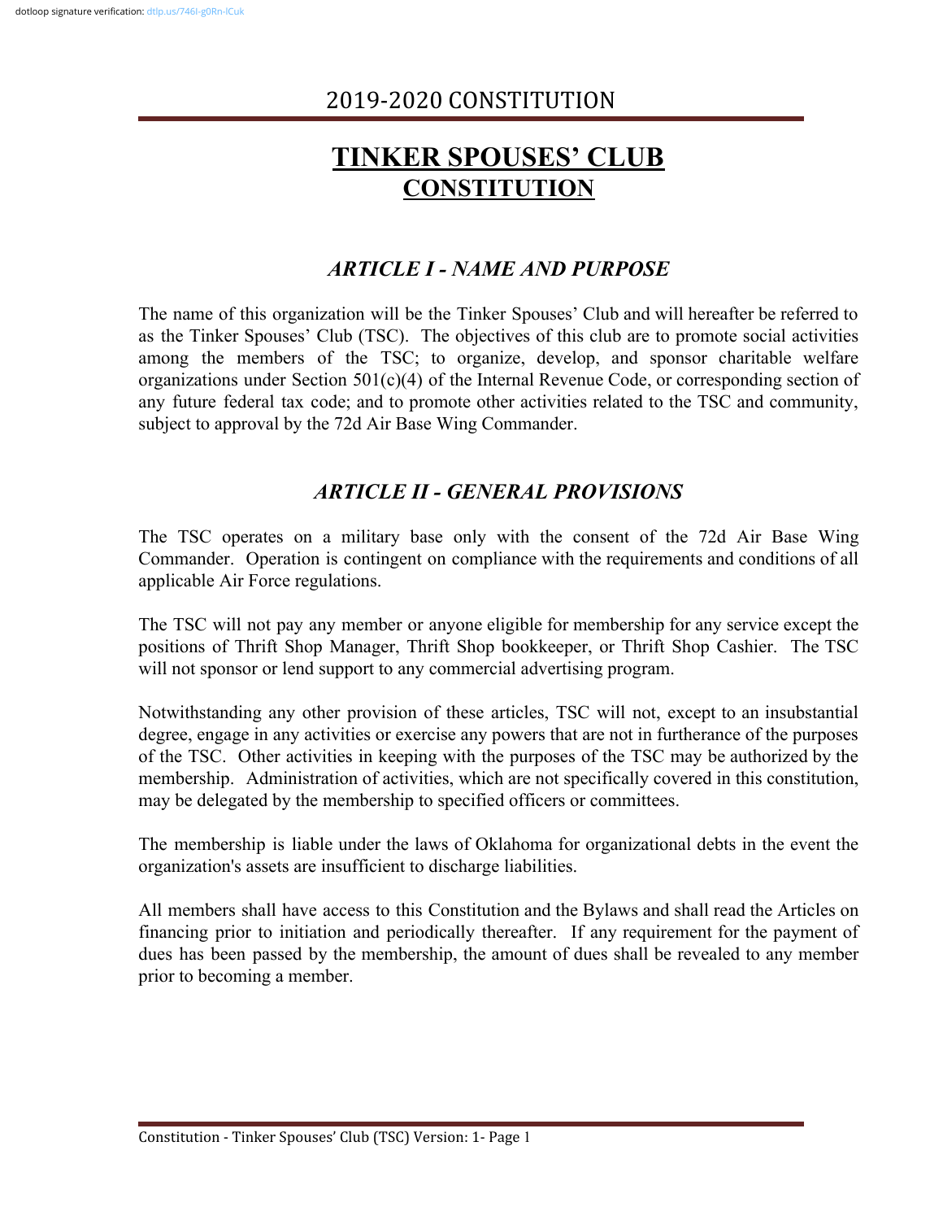# 2019-2020 CONSTITUTION

# **TINKER SPOUSES' CLUB CONSTITUTION**

## *ARTICLE I - NAME AND PURPOSE*

The name of this organization will be the Tinker Spouses' Club and will hereafter be referred to as the Tinker Spouses' Club (TSC). The objectives of this club are to promote social activities among the members of the TSC; to organize, develop, and sponsor charitable welfare organizations under Section 501(c)(4) of the Internal Revenue Code, or corresponding section of any future federal tax code; and to promote other activities related to the TSC and community, subject to approval by the 72d Air Base Wing Commander.

## *ARTICLE II - GENERAL PROVISIONS*

The TSC operates on a military base only with the consent of the 72d Air Base Wing Commander. Operation is contingent on compliance with the requirements and conditions of all applicable Air Force regulations.

The TSC will not pay any member or anyone eligible for membership for any service except the positions of Thrift Shop Manager, Thrift Shop bookkeeper, or Thrift Shop Cashier. The TSC will not sponsor or lend support to any commercial advertising program.

Notwithstanding any other provision of these articles, TSC will not, except to an insubstantial degree, engage in any activities or exercise any powers that are not in furtherance of the purposes of the TSC. Other activities in keeping with the purposes of the TSC may be authorized by the membership. Administration of activities, which are not specifically covered in this constitution, may be delegated by the membership to specified officers or committees.

The membership is liable under the laws of Oklahoma for organizational debts in the event the organization's assets are insufficient to discharge liabilities.

All members shall have access to this Constitution and the Bylaws and shall read the Articles on financing prior to initiation and periodically thereafter. If any requirement for the payment of dues has been passed by the membership, the amount of dues shall be revealed to any member prior to becoming a member.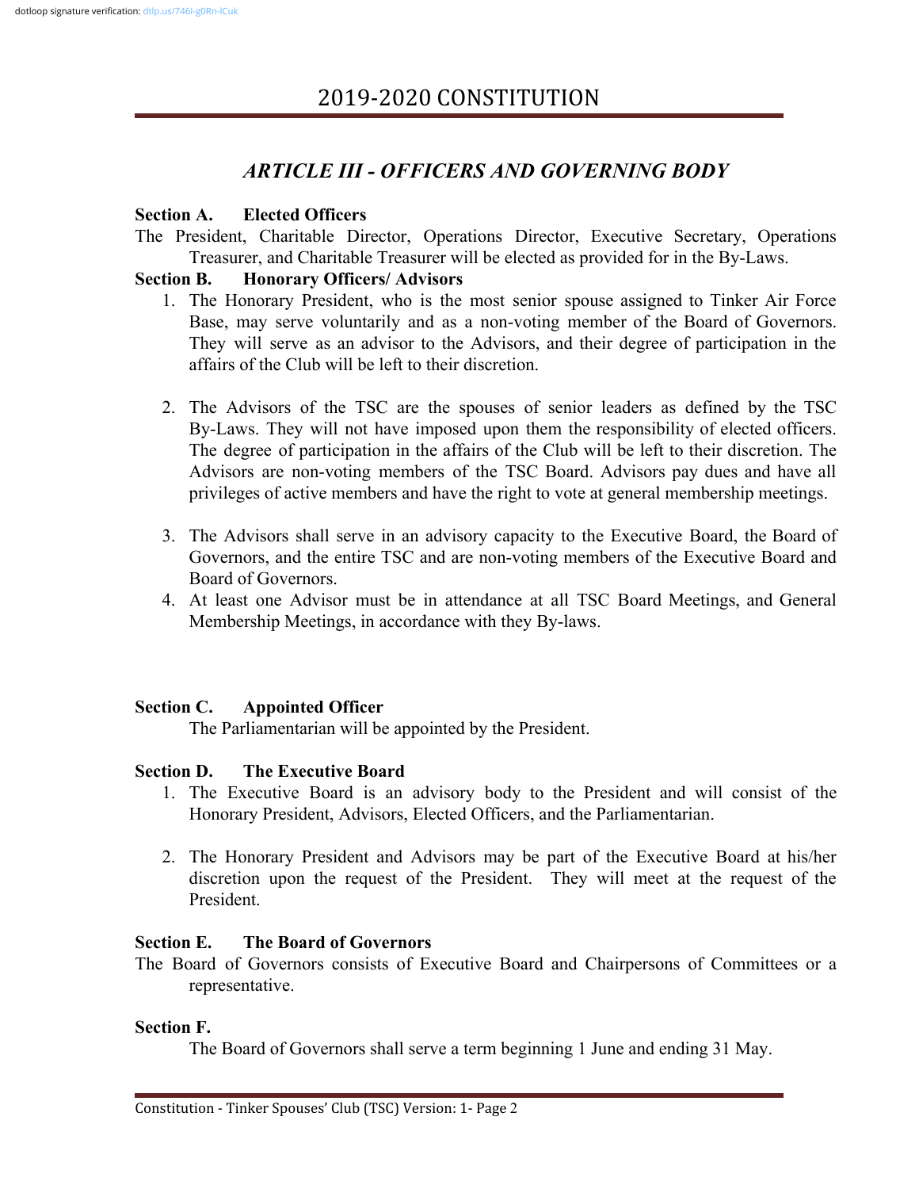# 2019-2020 CONSTITUTION

## *ARTICLE III - OFFICERS AND GOVERNING BODY*

**Section A. Elected Officers**

The President, Charitable Director, Operations Director, Executive Secretary, Operations Treasurer, and Charitable Treasurer will be elected as provided for in the By-Laws.

**Section B. Honorary Officers/ Advisors**

1. The Honorary President, who is the most senior spouse assigned to Tinker Air Force Base, may serve voluntarily and as a non-voting member of the Board of Governors. They will serve as an advisor to the Advisors, and their degree of participation in the affairs of the Club will be left to their discretion.

2. The Advisors of the TSC are the spouses of senior leaders as defined by the TSC By-Laws. They will not have imposed upon them the responsibility of elected officers. The degree of participation in the affairs of the Club will be left to their discretion. The Advisors are non-voting members of the TSC Board. Advisors pay dues and have all privileges of active members and have the right to vote at general membership meetings.

3. The Advisors shall serve in an advisory capacity to the Executive Board, the Board of Governors, and the entire TSC and are non-voting members of the Executive Board and Board of Governors.
4. At least one Advisor must be in attendance at all TSC Board Meetings, and General Membership Meetings, in accordance with they By-laws.

**Section C. Appointed Officer**

The Parliamentarian will be appointed by the President.

**Section D. The Executive Board**

1. The Executive Board is an advisory body to the President and will consist of the Honorary President, Advisors, Elected Officers, and the Parliamentarian.

2. The Honorary President and Advisors may be part of the Executive Board at his/her discretion upon the request of the President. They will meet at the request of the President.

**Section E. The Board of Governors**

The Board of Governors consists of Executive Board and Chairpersons of Committees or a representative.

**Section F.**

The Board of Governors shall serve a term beginning 1 June and ending 31 May.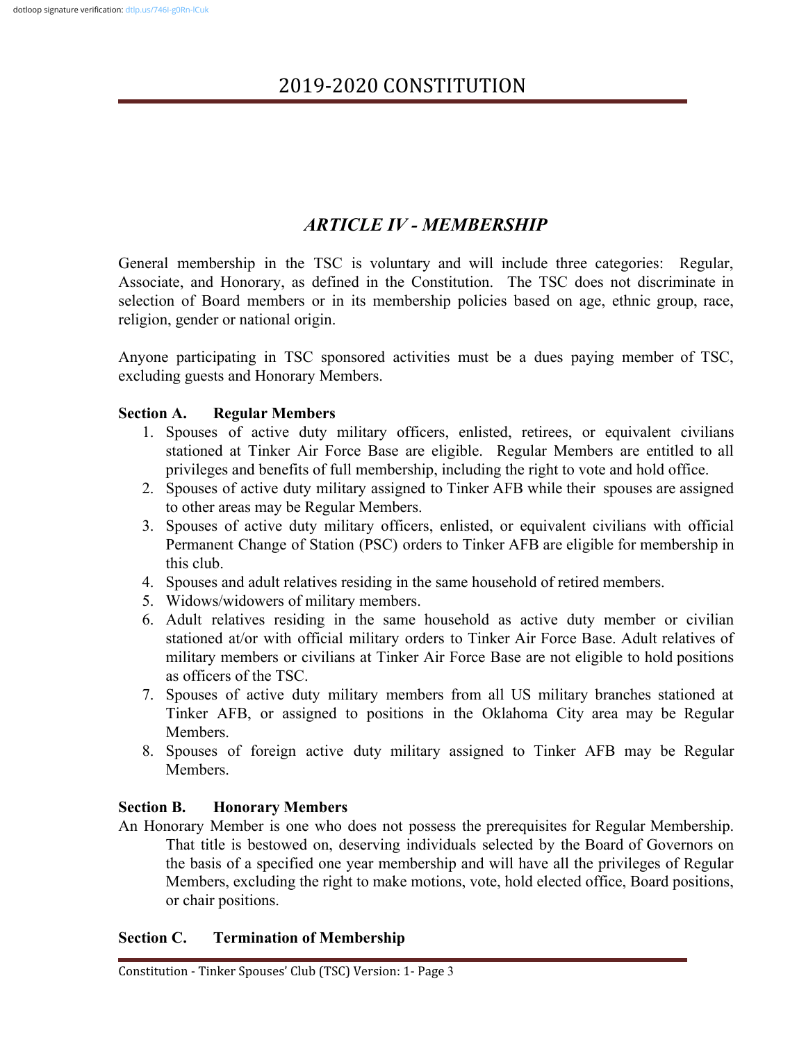## ARTICLE IV - MEMBERSHIP

General membership in the TSC is voluntary and will include three categories: Regular, Associate, and Honorary, as defined in the Constitution. The TSC does not discriminate in selection of Board members or in its membership policies based on age, ethnic group, race, religion, gender or national origin.

Anyone participating in TSC sponsored activities must be a dues paying member of TSC, excluding guests and Honorary Members.

**Section A. Regular Members**

1. Spouses of active duty military officers, enlisted, retirees, or equivalent civilians stationed at Tinker Air Force Base are eligible. Regular Members are entitled to all privileges and benefits of full membership, including the right to vote and hold office.
2. Spouses of active duty military assigned to Tinker AFB while their spouses are assigned to other areas may be Regular Members.
3. Spouses of active duty military officers, enlisted, or equivalent civilians with official Permanent Change of Station (PSC) orders to Tinker AFB are eligible for membership in this club.
4. Spouses and adult relatives residing in the same household of retired members.
5. Widows/widowers of military members.
6. Adult relatives residing in the same household as active duty member or civilian stationed at/or with official military orders to Tinker Air Force Base. Adult relatives of military members or civilians at Tinker Air Force Base are not eligible to hold positions as officers of the TSC.
7. Spouses of active duty military members from all US military branches stationed at Tinker AFB, or assigned to positions in the Oklahoma City area may be Regular Members.
8. Spouses of foreign active duty military assigned to Tinker AFB may be Regular Members.

**Section B. Honorary Members**

An Honorary Member is one who does not possess the prerequisites for Regular Membership. That title is bestowed on, deserving individuals selected by the Board of Governors on the basis of a specified one year membership and will have all the privileges of Regular Members, excluding the right to make motions, vote, hold elected office, Board positions, or chair positions.

**Section C. Termination of Membership**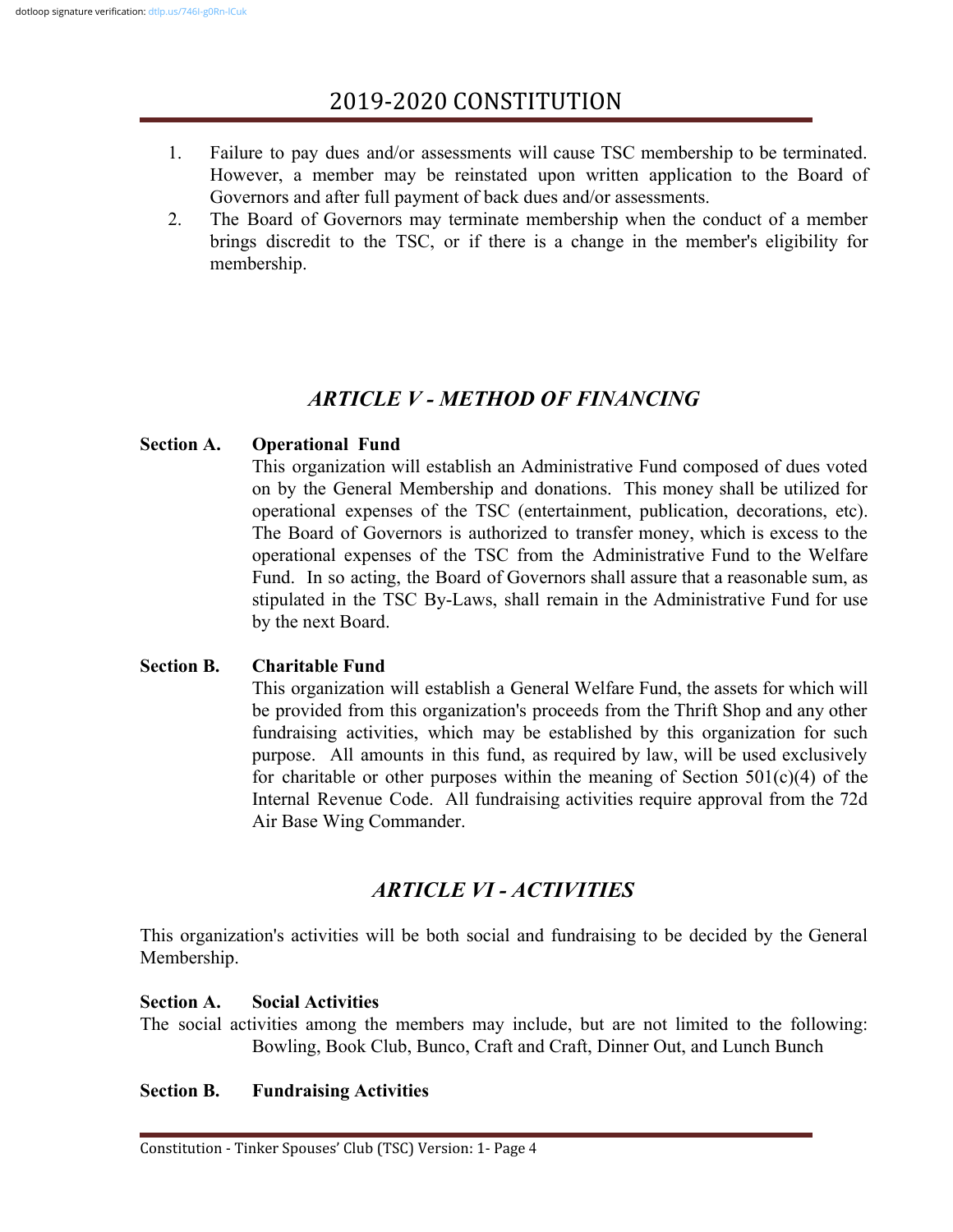1. Failure to pay dues and/or assessments will cause TSC membership to be terminated. However, a member may be reinstated upon written application to the Board of Governors and after full payment of back dues and/or assessments.
2. The Board of Governors may terminate membership when the conduct of a member brings discredit to the TSC, or if there is a change in the member's eligibility for membership.

## *ARTICLE V - METHOD OF FINANCING*

**Section A. Operational Fund**

This organization will establish an Administrative Fund composed of dues voted on by the General Membership and donations. This money shall be utilized for operational expenses of the TSC (entertainment, publication, decorations, etc). The Board of Governors is authorized to transfer money, which is excess to the operational expenses of the TSC from the Administrative Fund to the Welfare Fund. In so acting, the Board of Governors shall assure that a reasonable sum, as stipulated in the TSC By-Laws, shall remain in the Administrative Fund for use by the next Board.

**Section B. Charitable Fund**

This organization will establish a General Welfare Fund, the assets for which will be provided from this organization's proceeds from the Thrift Shop and any other fundraising activities, which may be established by this organization for such purpose. All amounts in this fund, as required by law, will be used exclusively for charitable or other purposes within the meaning of Section 501(c)(4) of the Internal Revenue Code. All fundraising activities require approval from the 72d Air Base Wing Commander.

## *ARTICLE VI - ACTIVITIES*

This organization's activities will be both social and fundraising to be decided by the General Membership.

**Section A. Social Activities**

The social activities among the members may include, but are not limited to the following: Bowling, Book Club, Bunco, Craft and Craft, Dinner Out, and Lunch Bunch

**Section B. Fundraising Activities**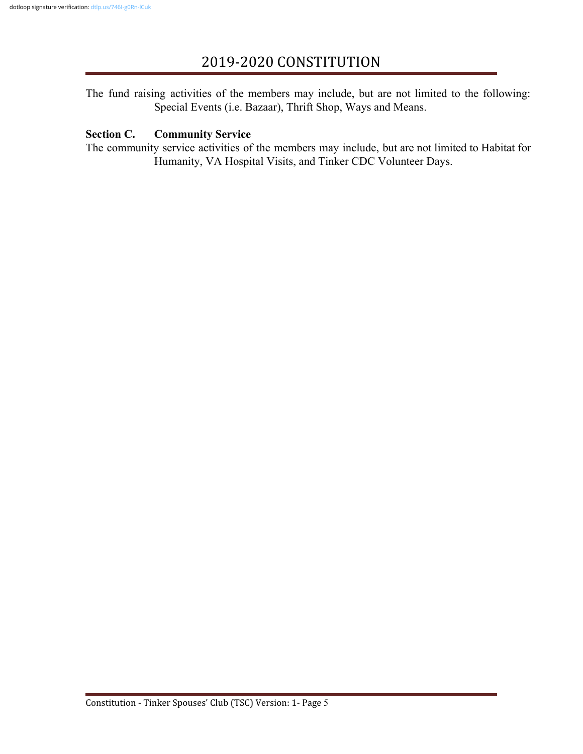The fund raising activities of the members may include, but are not limited to the following: Special Events (i.e. Bazaar), Thrift Shop, Ways and Means.

**Section C. Community Service**

The community service activities of the members may include, but are not limited to Habitat for Humanity, VA Hospital Visits, and Tinker CDC Volunteer Days.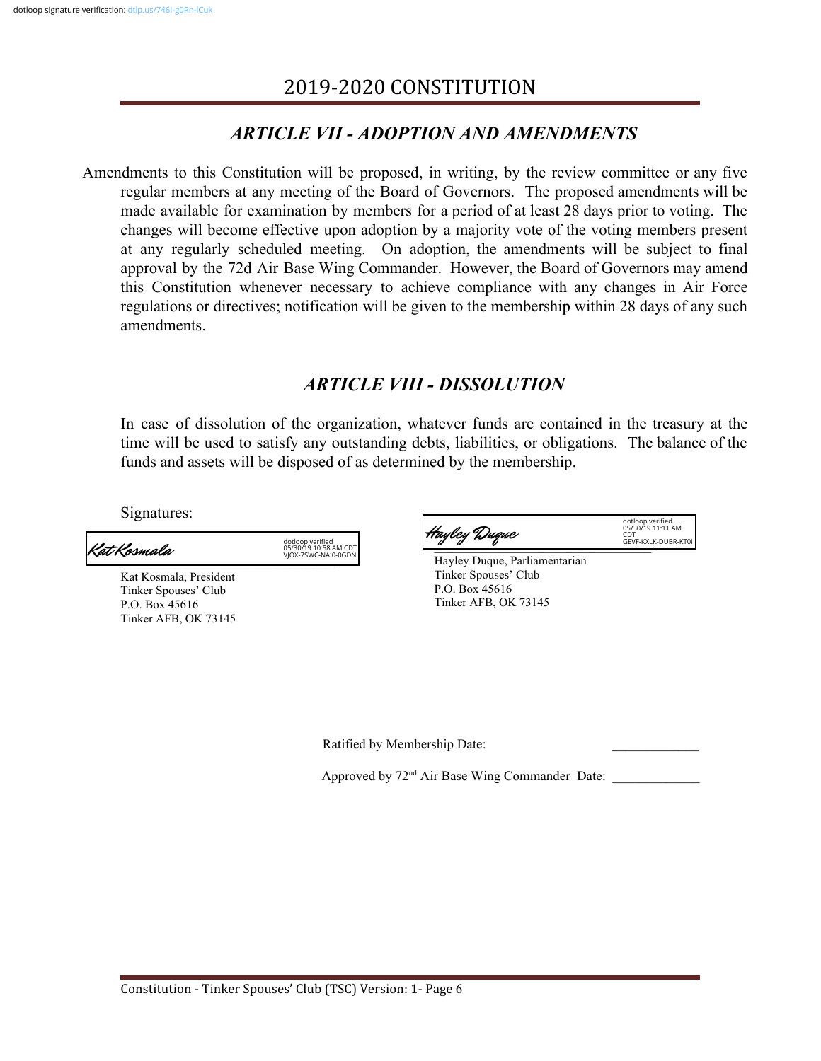# 2019-2020 CONSTITUTION

## *ARTICLE VII - ADOPTION AND AMENDMENTS*

Amendments to this Constitution will be proposed, in writing, by the review committee or any five regular members at any meeting of the Board of Governors. The proposed amendments will be made available for examination by members for a period of at least 28 days prior to voting. The changes will become effective upon adoption by a majority vote of the voting members present at any regularly scheduled meeting. On adoption, the amendments will be subject to final approval by the 72d Air Base Wing Commander. However, the Board of Governors may amend this Constitution whenever necessary to achieve compliance with any changes in Air Force regulations or directives; notification will be given to the membership within 28 days of any such amendments.

## *ARTICLE VIII - DISSOLUTION*

In case of dissolution of the organization, whatever funds are contained in the treasury at the time will be used to satisfy any outstanding debts, liabilities, or obligations. The balance of the funds and assets will be disposed of as determined by the membership.

Signatures:

*Kat Kosmala* (dotloop verified 05/30/19 10:58 AM CDT VJOX-7SWC-NAI0-0GDN)

Kat Kosmala, President
Tinker Spouses' Club
P.O. Box 45616
Tinker AFB, OK 73145

*Hayley Duque* (dotloop verified 05/30/19 11:11 AM CDT GEVF-KXLK-DUBR-KT0I)

Hayley Duque, Parliamentarian
Tinker Spouses' Club
P.O. Box 45616
Tinker AFB, OK 73145

Ratified by Membership Date: \_\_\_\_\_\_\_\_\_\_\_\_\_

Approved by 72nd Air Base Wing Commander Date: \_\_\_\_\_\_\_\_\_\_\_\_\_